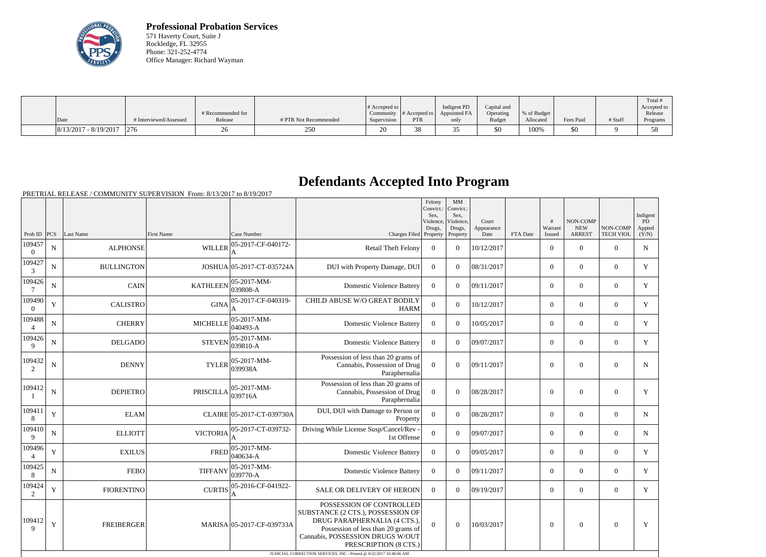**Professional Probation Services**
571 Haverty Court, Suite J
Rockledge, FL 32955
Phone: 321-252-4774
Office Manager: Richard Wayman

| Date | # Interviewed/Assessed | # Recommended for Release | # PTR Not Recommended | # Accepted to Community Supervision | # Accepted to PTR | Indigent PD Appointed FA only | Capital and Operating Budget | % of Budget Allocated | Fees Paid | # Staff | Total # Accepted to Release Programs |
|---|---|---|---|---|---|---|---|---|---|---|---|
| 8/13/2017 - 8/19/2017 | 276 | 26 | 250 | 20 | 38 | 35 | $0 | 100% | $0 | 9 | 58 |

# Defendants Accepted Into Program

PRETRIAL RELEASE / COMMUNITY SUPERVISION From: 8/13/2017 to 8/19/2017

| Prob ID | PCS | Last Name | First Name | Case Number | Charges Filed | Felony Convict.: Sex, Violence, Drugs, Property | MM Convict.: Sex, Violence, Drugs, Property | Court Appearance Date | FTA Date | # Warrant Issued | NON-COMP NEW ARREST | NON-COMP TECH VIOL | Indigent PD Appted (Y/N) |
|---|---|---|---|---|---|---|---|---|---|---|---|---|---|
| 1094570 | N | ALPHONSE | WILLER | 05-2017-CF-040172-A | Retail Theft Felony | 0 | 0 | 10/12/2017 | | 0 | 0 | 0 | N |
| 1094273 | N | BULLINGTON | JOSHUA | 05-2017-CT-035724A | DUI with Property Damage, DUI | 0 | 0 | 08/31/2017 | | 0 | 0 | 0 | Y |
| 1094267 | N | CAIN | KATHLEEN | 05-2017-MM-039808-A | Domestic Violence Battery | 0 | 0 | 09/11/2017 | | 0 | 0 | 0 | Y |
| 1094900 | Y | CALISTRO | GINA | 05-2017-CF-040319-A | CHILD ABUSE W/O GREAT BODILY HARM | 0 | 0 | 10/12/2017 | | 0 | 0 | 0 | Y |
| 1094884 | N | CHERRY | MICHELLE | 05-2017-MM-040493-A | Domestic Violence Battery | 0 | 0 | 10/05/2017 | | 0 | 0 | 0 | Y |
| 1094269 | N | DELGADO | STEVEN | 05-2017-MM-039810-A | Domestic Violence Battery | 0 | 0 | 09/07/2017 | | 0 | 0 | 0 | Y |
| 1094322 | N | DENNY | TYLER | 05-2017-MM-039938A | Possession of less than 20 grams of Cannabis, Possession of Drug Paraphernalia | 0 | 0 | 09/11/2017 | | 0 | 0 | 0 | N |
| 1094121 | N | DEPIETRO | PRISCILLA | 05-2017-MM-039716A | Possession of less than 20 grams of Cannabis, Possession of Drug Paraphernalia | 0 | 0 | 08/28/2017 | | 0 | 0 | 0 | Y |
| 1094118 | Y | ELAM | CLAIRE | 05-2017-CT-039730A | DUI, DUI with Damage to Person or Property | 0 | 0 | 08/28/2017 | | 0 | 0 | 0 | N |
| 1094109 | N | ELLIOTT | VICTORIA | 05-2017-CT-039732-A | Driving While License Susp/Cancel/Rev - 1st Offense | 0 | 0 | 09/07/2017 | | 0 | 0 | 0 | N |
| 1094964 | Y | EXILUS | FRED | 05-2017-MM-040634-A | Domestic Violence Battery | 0 | 0 | 09/05/2017 | | 0 | 0 | 0 | Y |
| 1094258 | N | FEBO | TIFFANY | 05-2017-MM-039770-A | Domestic Violence Battery | 0 | 0 | 09/11/2017 | | 0 | 0 | 0 | Y |
| 1094242 | Y | FIORENTINO | CURTIS | 05-2016-CF-041922-A | SALE OR DELIVERY OF HEROIN | 0 | 0 | 09/19/2017 | | 0 | 0 | 0 | Y |
| 1094129 | Y | FREIBERGER | MARISA | 05-2017-CF-039733A | POSSESSION OF CONTROLLED SUBSTANCE (2 CTS.), POSSESSION OF DRUG PARAPHERNALIA (4 CTS.), Possession of less than 20 grams of Cannabis, POSSESSION DRUGS W/OUT PRESCRIPTION (8 CTS.) | 0 | 0 | 10/03/2017 | | 0 | 0 | 0 | Y |

JUDICIAL CORRECTION SERVICES, INC - Printed @ 8/22/2017 10:48:06 AM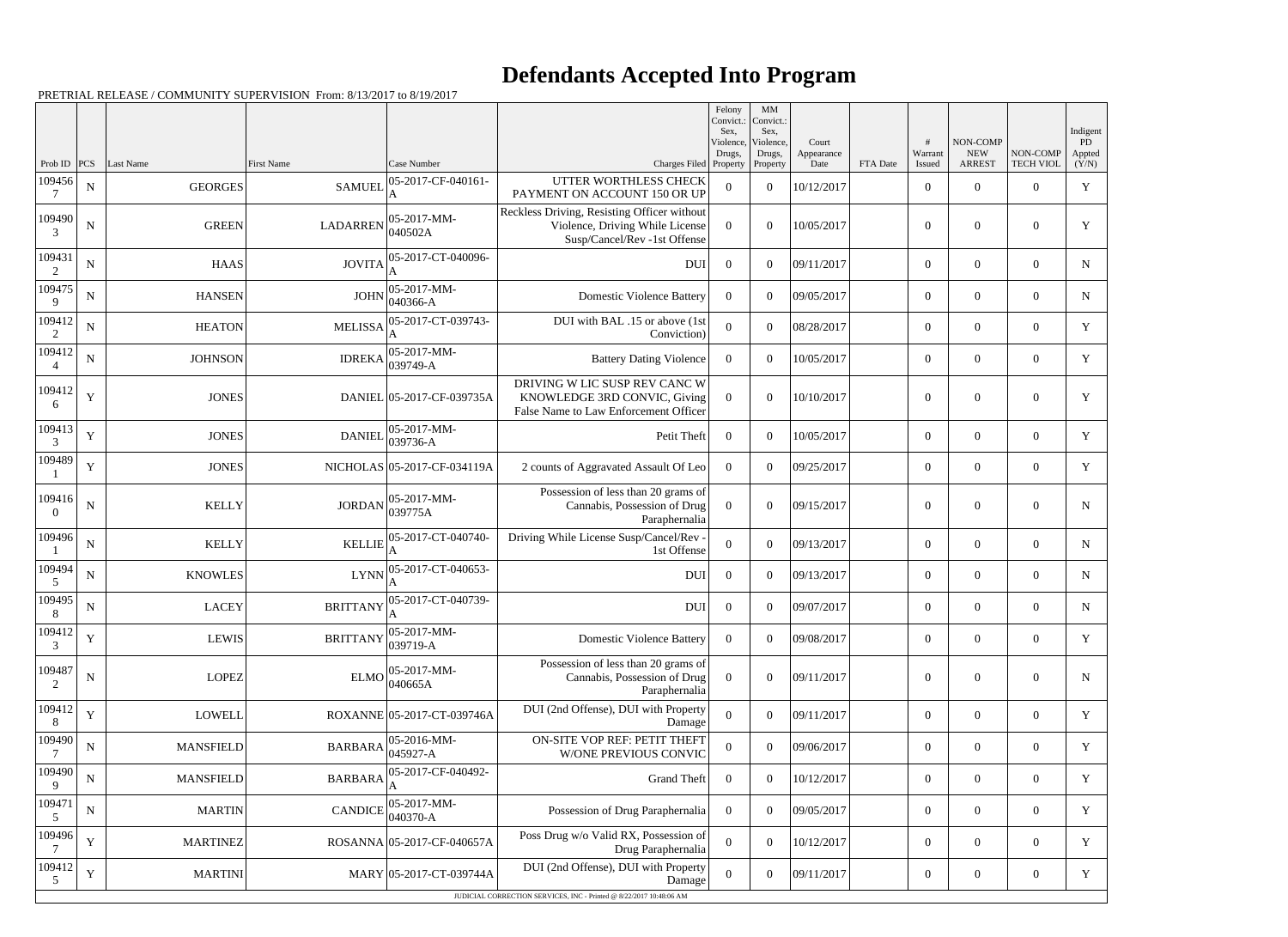# Defendants Accepted Into Program

PRETRIAL RELEASE / COMMUNITY SUPERVISION From: 8/13/2017 to 8/19/2017

| Prob ID | PCS | Last Name | First Name | Case Number | Charges Filed | Felony Convict.: Sex, Violence, Drugs, Property | MM Convict.: Sex, Violence, Drugs, Property | Court Appearance Date | FTA Date | # Warrant Issued | NON-COMP NEW ARREST | NON-COMP TECH VIOL | Indigent PD Appted (Y/N) |
|---|---|---|---|---|---|---|---|---|---|---|---|---|---|
| 1094567 | N | GEORGES | SAMUEL | 05-2017-CF-040161-A | UTTER WORTHLESS CHECK PAYMENT ON ACCOUNT 150 OR UP | 0 | 0 | 10/12/2017 | | 0 | 0 | 0 | Y |
| 1094903 | N | GREEN | LADARREN | 05-2017-MM-040502A | Reckless Driving, Resisting Officer without Violence, Driving While License Susp/Cancel/Rev -1st Offense | 0 | 0 | 10/05/2017 | | 0 | 0 | 0 | Y |
| 1094312 | N | HAAS | JOVITA | 05-2017-CT-040096-A | DUI | 0 | 0 | 09/11/2017 | | 0 | 0 | 0 | N |
| 1094759 | N | HANSEN | JOHN | 05-2017-MM-040366-A | Domestic Violence Battery | 0 | 0 | 09/05/2017 | | 0 | 0 | 0 | N |
| 1094122 | N | HEATON | MELISSA | 05-2017-CT-039743-A | DUI with BAL .15 or above (1st Conviction) | 0 | 0 | 08/28/2017 | | 0 | 0 | 0 | Y |
| 1094124 | N | JOHNSON | IDREKA | 05-2017-MM-039749-A | Battery Dating Violence | 0 | 0 | 10/05/2017 | | 0 | 0 | 0 | Y |
| 1094126 | Y | JONES | DANIEL | 05-2017-CF-039735A | DRIVING W LIC SUSP REV CANC W KNOWLEDGE 3RD CONVIC, Giving False Name to Law Enforcement Officer | 0 | 0 | 10/10/2017 | | 0 | 0 | 0 | Y |
| 1094133 | Y | JONES | DANIEL | 05-2017-MM-039736-A | Petit Theft | 0 | 0 | 10/05/2017 | | 0 | 0 | 0 | Y |
| 1094891 | Y | JONES | NICHOLAS | 05-2017-CF-034119A | 2 counts of Aggravated Assault Of Leo | 0 | 0 | 09/25/2017 | | 0 | 0 | 0 | Y |
| 1094160 | N | KELLY | JORDAN | 05-2017-MM-039775A | Possession of less than 20 grams of Cannabis, Possession of Drug Paraphernalia | 0 | 0 | 09/15/2017 | | 0 | 0 | 0 | N |
| 1094961 | N | KELLY | KELLIE | 05-2017-CT-040740-A | Driving While License Susp/Cancel/Rev - 1st Offense | 0 | 0 | 09/13/2017 | | 0 | 0 | 0 | N |
| 1094945 | N | KNOWLES | LYNN | 05-2017-CT-040653-A | DUI | 0 | 0 | 09/13/2017 | | 0 | 0 | 0 | N |
| 1094958 | N | LACEY | BRITTANY | 05-2017-CT-040739-A | DUI | 0 | 0 | 09/07/2017 | | 0 | 0 | 0 | N |
| 1094123 | Y | LEWIS | BRITTANY | 05-2017-MM-039719-A | Domestic Violence Battery | 0 | 0 | 09/08/2017 | | 0 | 0 | 0 | Y |
| 1094872 | N | LOPEZ | ELMO | 05-2017-MM-040665A | Possession of less than 20 grams of Cannabis, Possession of Drug Paraphernalia | 0 | 0 | 09/11/2017 | | 0 | 0 | 0 | N |
| 1094128 | Y | LOWELL | ROXANNE | 05-2017-CT-039746A | DUI (2nd Offense), DUI with Property Damage | 0 | 0 | 09/11/2017 | | 0 | 0 | 0 | Y |
| 1094907 | N | MANSFIELD | BARBARA | 05-2016-MM-045927-A | ON-SITE VOP REF: PETIT THEFT W/ONE PREVIOUS CONVIC | 0 | 0 | 09/06/2017 | | 0 | 0 | 0 | Y |
| 1094909 | N | MANSFIELD | BARBARA | 05-2017-CF-040492-A | Grand Theft | 0 | 0 | 10/12/2017 | | 0 | 0 | 0 | Y |
| 1094715 | N | MARTIN | CANDICE | 05-2017-MM-040370-A | Possession of Drug Paraphernalia | 0 | 0 | 09/05/2017 | | 0 | 0 | 0 | Y |
| 1094967 | Y | MARTINEZ | ROSANNA | 05-2017-CF-040657A | Poss Drug w/o Valid RX, Possession of Drug Paraphernalia | 0 | 0 | 10/12/2017 | | 0 | 0 | 0 | Y |
| 1094125 | Y | MARTINI | MARY | 05-2017-CT-039744A | DUI (2nd Offense), DUI with Property Damage | 0 | 0 | 09/11/2017 | | 0 | 0 | 0 | Y |

JUDICIAL CORRECTION SERVICES, INC - Printed @ 8/22/2017 10:48:06 AM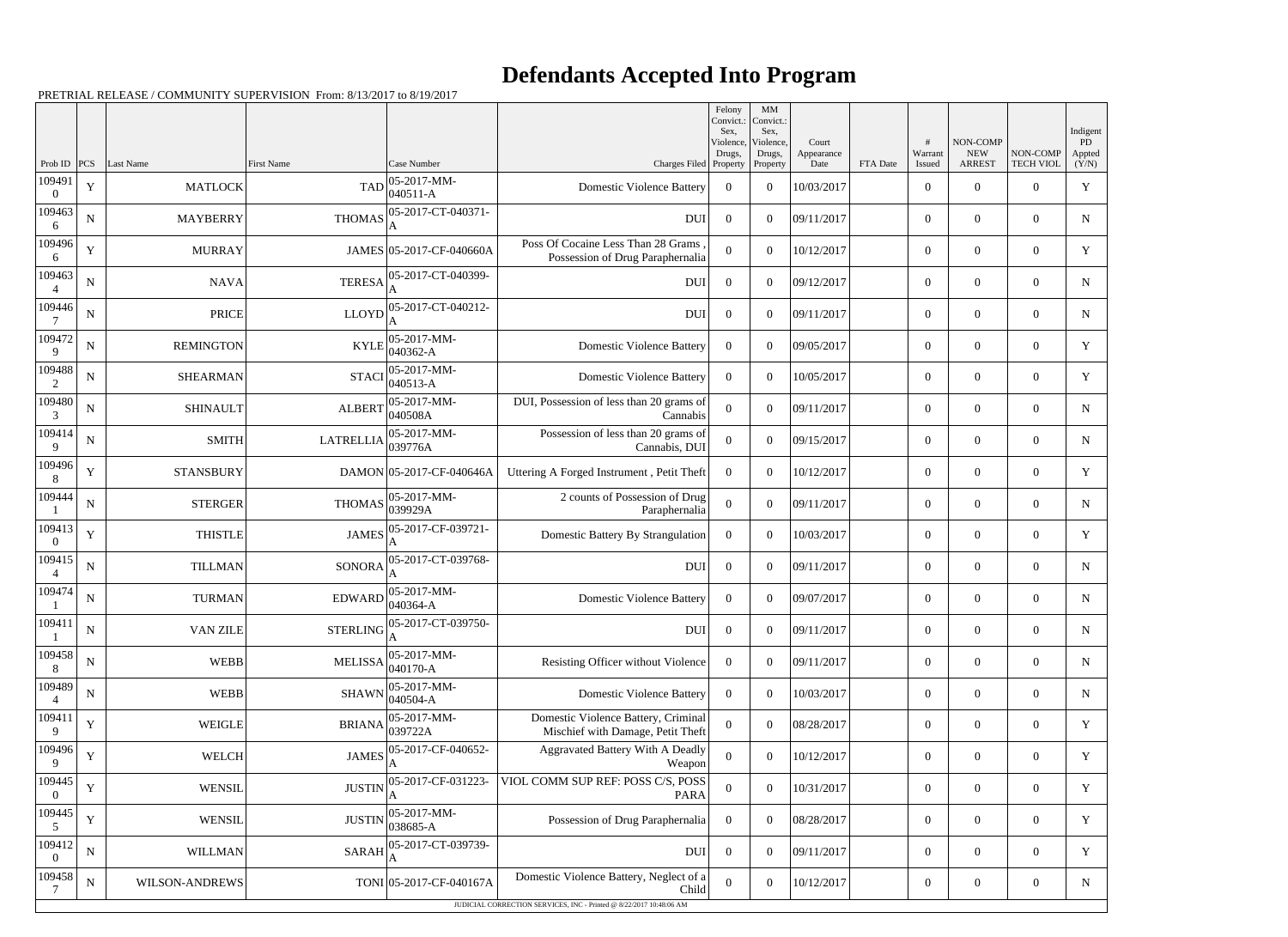# Defendants Accepted Into Program

PRETRIAL RELEASE / COMMUNITY SUPERVISION From: 8/13/2017 to 8/19/2017

| Prob ID | PCS | Last Name | First Name | Case Number | Charges Filed | Felony Convict.: Sex, Violence, Drugs, Property | MM Convict.: Sex, Violence, Drugs, Property | Court Appearance Date | FTA Date | # Warrant Issued | NON-COMP NEW ARREST | NON-COMP TECH VIOL | Indigent PD Appted (Y/N) |
|---|---|---|---|---|---|---|---|---|---|---|---|---|---|
| 1094910 | Y | MATLOCK | TAD | 05-2017-MM-040511-A | Domestic Violence Battery | 0 | 0 | 10/03/2017 | | 0 | 0 | 0 | Y |
| 1094636 | N | MAYBERRY | THOMAS | 05-2017-CT-040371-A | DUI | 0 | 0 | 09/11/2017 | | 0 | 0 | 0 | N |
| 1094966 | Y | MURRAY | JAMES | 05-2017-CF-040660A | Poss Of Cocaine Less Than 28 Grams , Possession of Drug Paraphernalia | 0 | 0 | 10/12/2017 | | 0 | 0 | 0 | Y |
| 1094634 | N | NAVA | TERESA | 05-2017-CT-040399-A | DUI | 0 | 0 | 09/12/2017 | | 0 | 0 | 0 | N |
| 1094467 | N | PRICE | LLOYD | 05-2017-CT-040212-A | DUI | 0 | 0 | 09/11/2017 | | 0 | 0 | 0 | N |
| 1094729 | N | REMINGTON | KYLE | 05-2017-MM-040362-A | Domestic Violence Battery | 0 | 0 | 09/05/2017 | | 0 | 0 | 0 | Y |
| 1094882 | N | SHEARMAN | STACI | 05-2017-MM-040513-A | Domestic Violence Battery | 0 | 0 | 10/05/2017 | | 0 | 0 | 0 | Y |
| 1094803 | N | SHINAULT | ALBERT | 05-2017-MM-040508A | DUI, Possession of less than 20 grams of Cannabis | 0 | 0 | 09/11/2017 | | 0 | 0 | 0 | N |
| 1094149 | N | SMITH | LATRELLIA | 05-2017-MM-039776A | Possession of less than 20 grams of Cannabis, DUI | 0 | 0 | 09/15/2017 | | 0 | 0 | 0 | N |
| 1094968 | Y | STANSBURY | DAMON | 05-2017-CF-040646A | Uttering A Forged Instrument , Petit Theft | 0 | 0 | 10/12/2017 | | 0 | 0 | 0 | Y |
| 1094441 | N | STERGER | THOMAS | 05-2017-MM-039929A | 2 counts of Possession of Drug Paraphernalia | 0 | 0 | 09/11/2017 | | 0 | 0 | 0 | N |
| 1094130 | Y | THISTLE | JAMES | 05-2017-CF-039721-A | Domestic Battery By Strangulation | 0 | 0 | 10/03/2017 | | 0 | 0 | 0 | Y |
| 1094154 | N | TILLMAN | SONORA | 05-2017-CT-039768-A | DUI | 0 | 0 | 09/11/2017 | | 0 | 0 | 0 | N |
| 1094741 | N | TURMAN | EDWARD | 05-2017-MM-040364-A | Domestic Violence Battery | 0 | 0 | 09/07/2017 | | 0 | 0 | 0 | N |
| 1094111 | N | VAN ZILE | STERLING | 05-2017-CT-039750-A | DUI | 0 | 0 | 09/11/2017 | | 0 | 0 | 0 | N |
| 1094588 | N | WEBB | MELISSA | 05-2017-MM-040170-A | Resisting Officer without Violence | 0 | 0 | 09/11/2017 | | 0 | 0 | 0 | N |
| 1094894 | N | WEBB | SHAWN | 05-2017-MM-040504-A | Domestic Violence Battery | 0 | 0 | 10/03/2017 | | 0 | 0 | 0 | N |
| 1094119 | Y | WEIGLE | BRIANA | 05-2017-MM-039722A | Domestic Violence Battery, Criminal Mischief with Damage, Petit Theft | 0 | 0 | 08/28/2017 | | 0 | 0 | 0 | Y |
| 1094969 | Y | WELCH | JAMES | 05-2017-CF-040652-A | Aggravated Battery With A Deadly Weapon | 0 | 0 | 10/12/2017 | | 0 | 0 | 0 | Y |
| 1094450 | Y | WENSIL | JUSTIN | 05-2017-CF-031223-A | VIOL COMM SUP REF: POSS C/S, POSS PARA | 0 | 0 | 10/31/2017 | | 0 | 0 | 0 | Y |
| 1094455 | Y | WENSIL | JUSTIN | 05-2017-MM-038685-A | Possession of Drug Paraphernalia | 0 | 0 | 08/28/2017 | | 0 | 0 | 0 | Y |
| 1094120 | N | WILLMAN | SARAH | 05-2017-CT-039739-A | DUI | 0 | 0 | 09/11/2017 | | 0 | 0 | 0 | Y |
| 1094587 | N | WILSON-ANDREWS | TONI | 05-2017-CF-040167A | Domestic Violence Battery, Neglect of a Child | 0 | 0 | 10/12/2017 | | 0 | 0 | 0 | N |

JUDICIAL CORRECTION SERVICES, INC - Printed @ 8/22/2017 10:48:06 AM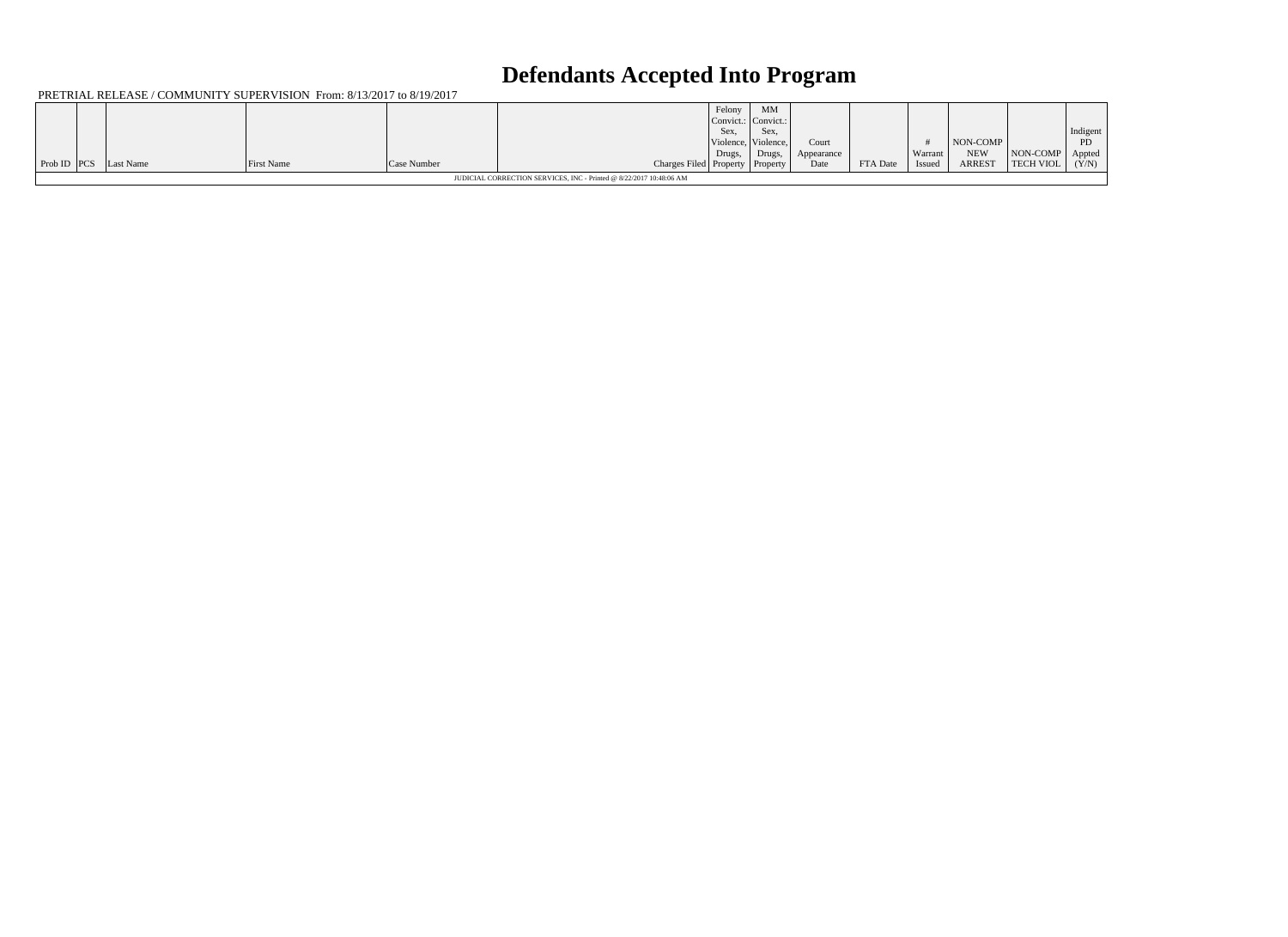# Defendants Accepted Into Program

PRETRIAL RELEASE / COMMUNITY SUPERVISION From: 8/13/2017 to 8/19/2017

| Prob ID | PCS | Last Name | First Name | Case Number | Charges Filed | Felony Convict.: Sex, Violence, Drugs, Property | MM Convict.: Sex, Violence, Drugs, Property | Court Appearance Date | FTA Date | # Warrant Issued | NON-COMP NEW ARREST | NON-COMP TECH VIOL | Indigent PD Appted (Y/N) |
|---|---|---|---|---|---|---|---|---|---|---|---|---|---|

JUDICIAL CORRECTION SERVICES, INC - Printed @ 8/22/2017 10:48:06 AM